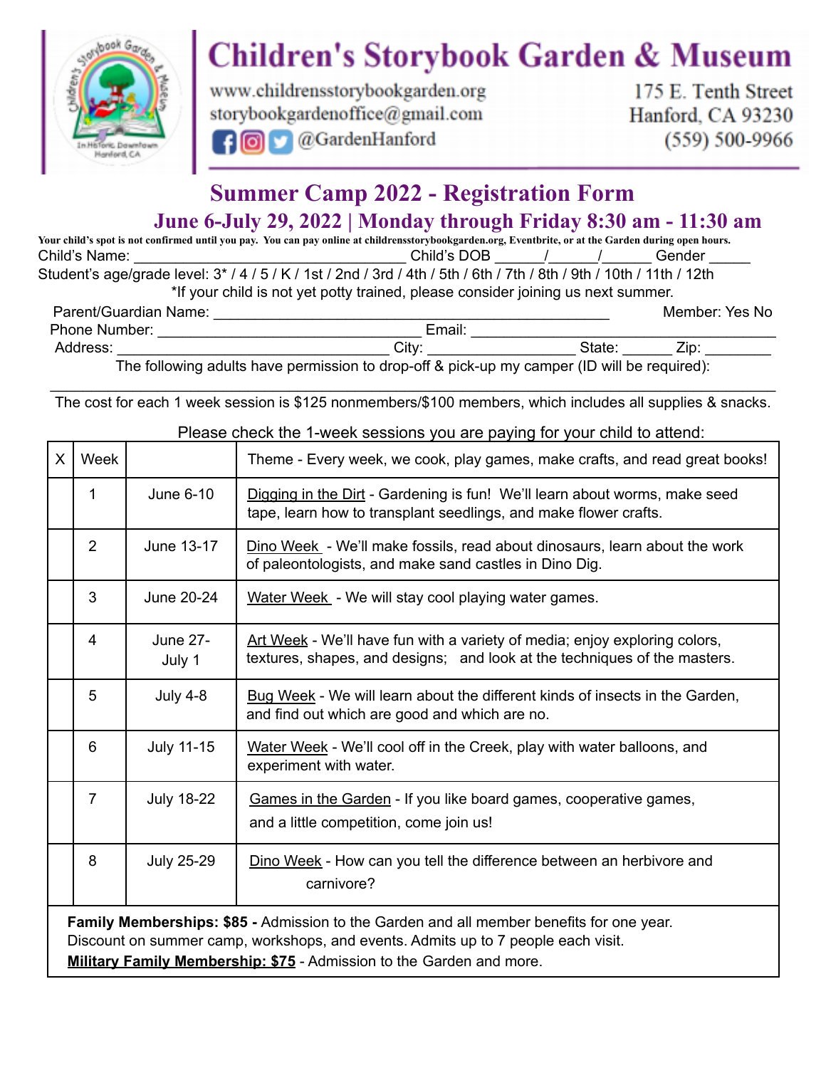# Children's Storybook Garden & Museum

www.childrensstorybookgarden.org
storybookgardenoffice@gmail.com
@GardenHanford

175 E. Tenth Street
Hanford, CA 93230
(559) 500-9966

## Summer Camp 2022 - Registration Form

## June 6-July 29, 2022 | Monday through Friday 8:30 am - 11:30 am

**Your child's spot is not confirmed until you pay. You can pay online at childrensstorybookgarden.org, Eventbrite, or at the Garden during open hours.**

Child's Name: ________________________________ Child's DOB _____/_____/_____ Gender _____

Student's age/grade level: 3* / 4 / 5 / K / 1st / 2nd / 3rd / 4th / 5th / 6th / 7th / 8th / 9th / 10th / 11th / 12th

*If your child is not yet potty trained, please consider joining us next summer.

Parent/Guardian Name: ________________________________________ Member: Yes No

Phone Number: ____________________________ Email: ________________________________

Address: ____________________________ City: _______________ State: ______ Zip: ________

The following adults have permission to drop-off & pick-up my camper (ID will be required):

________________________________________________________________________________

The cost for each 1 week session is $125 nonmembers/$100 members, which includes all supplies & snacks.

Please check the 1-week sessions you are paying for your child to attend:

| X | Week | | Theme - Every week, we cook, play games, make crafts, and read great books! |
|---|---|---|---|
| | 1 | June 6-10 | Digging in the Dirt - Gardening is fun! We'll learn about worms, make seed tape, learn how to transplant seedlings, and make flower crafts. |
| | 2 | June 13-17 | Dino Week - We'll make fossils, read about dinosaurs, learn about the work of paleontologists, and make sand castles in Dino Dig. |
| | 3 | June 20-24 | Water Week - We will stay cool playing water games. |
| | 4 | June 27-July 1 | Art Week - We'll have fun with a variety of media; enjoy exploring colors, textures, shapes, and designs; and look at the techniques of the masters. |
| | 5 | July 4-8 | Bug Week - We will learn about the different kinds of insects in the Garden, and find out which are good and which are no. |
| | 6 | July 11-15 | Water Week - We'll cool off in the Creek, play with water balloons, and experiment with water. |
| | 7 | July 18-22 | Games in the Garden - If you like board games, cooperative games, and a little competition, come join us! |
| | 8 | July 25-29 | Dino Week - How can you tell the difference between an herbivore and carnivore? |

**Family Memberships: $85 -** Admission to the Garden and all member benefits for one year. Discount on summer camp, workshops, and events. Admits up to 7 people each visit.

**Military Family Membership: $75** - Admission to the Garden and more.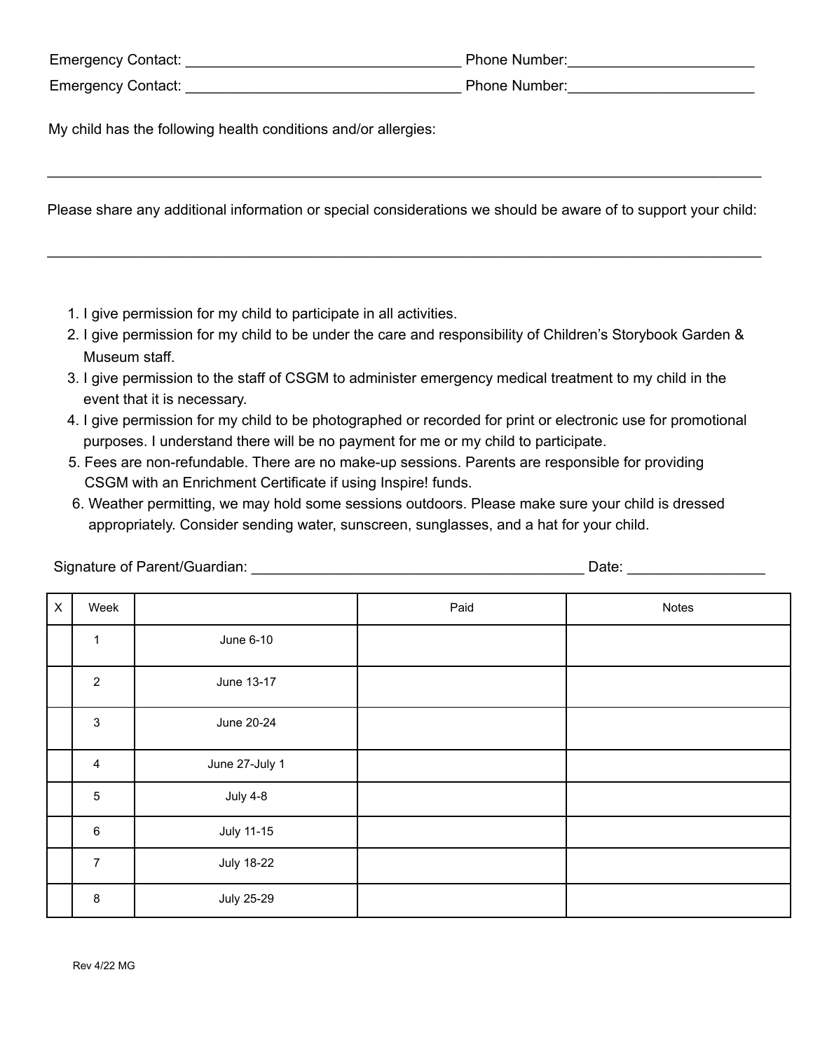Emergency Contact: __________________________________ Phone Number:_______________________

Emergency Contact: __________________________________ Phone Number:_______________________

My child has the following health conditions and/or allergies:

_____________________________________________________________________________________

Please share any additional information or special considerations we should be aware of to support your child:

_____________________________________________________________________________________

1. I give permission for my child to participate in all activities.
2. I give permission for my child to be under the care and responsibility of Children's Storybook Garden & Museum staff.
3. I give permission to the staff of CSGM to administer emergency medical treatment to my child in the event that it is necessary.
4. I give permission for my child to be photographed or recorded for print or electronic use for promotional purposes. I understand there will be no payment for me or my child to participate.
5. Fees are non-refundable. There are no make-up sessions. Parents are responsible for providing CSGM with an Enrichment Certificate if using Inspire! funds.
6. Weather permitting, we may hold some sessions outdoors. Please make sure your child is dressed appropriately. Consider sending water, sunscreen, sunglasses, and a hat for your child.

Signature of Parent/Guardian: __________________________________________ Date: _________________

| X | Week | | Paid | Notes |
|---|---|---|---|---|
| | 1 | June 6-10 | | |
| | 2 | June 13-17 | | |
| | 3 | June 20-24 | | |
| | 4 | June 27-July 1 | | |
| | 5 | July 4-8 | | |
| | 6 | July 11-15 | | |
| | 7 | July 18-22 | | |
| | 8 | July 25-29 | | |

Rev 4/22 MG